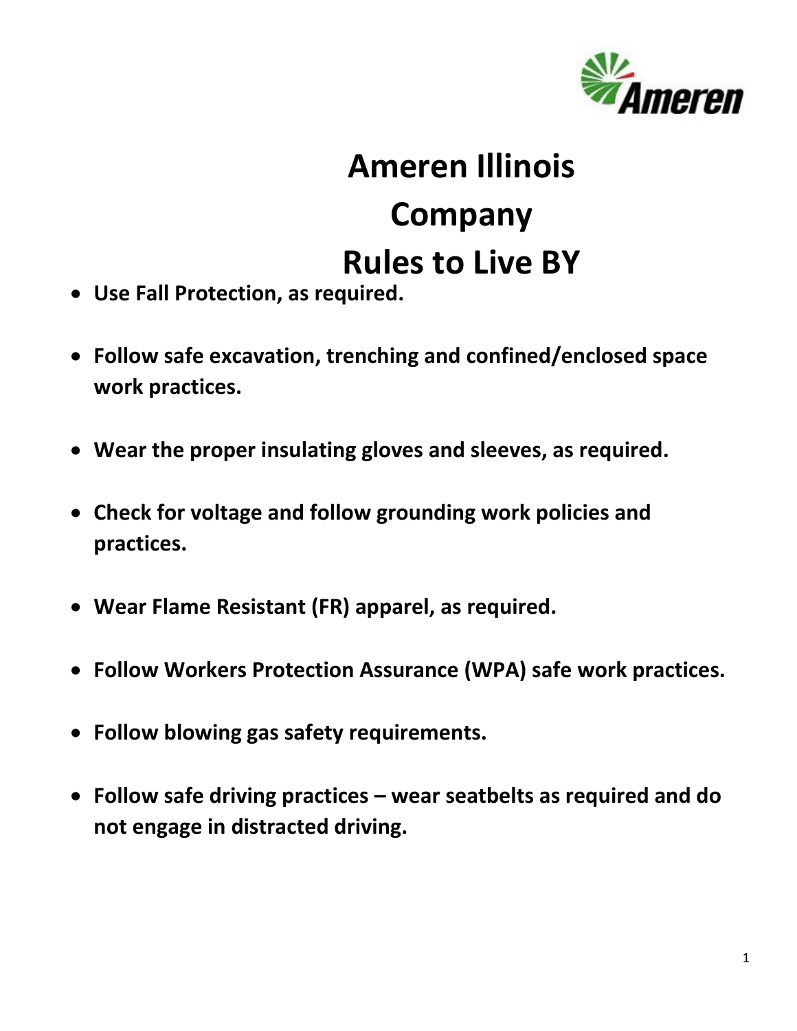# Ameren Illinois Company Rules to Live BY

- **Use Fall Protection, as required.**
- **Follow safe excavation, trenching and confined/enclosed space work practices.**
- **Wear the proper insulating gloves and sleeves, as required.**
- **Check for voltage and follow grounding work policies and practices.**
- **Wear Flame Resistant (FR) apparel, as required.**
- **Follow Workers Protection Assurance (WPA) safe work practices.**
- **Follow blowing gas safety requirements.**
- **Follow safe driving practices – wear seatbelts as required and do not engage in distracted driving.**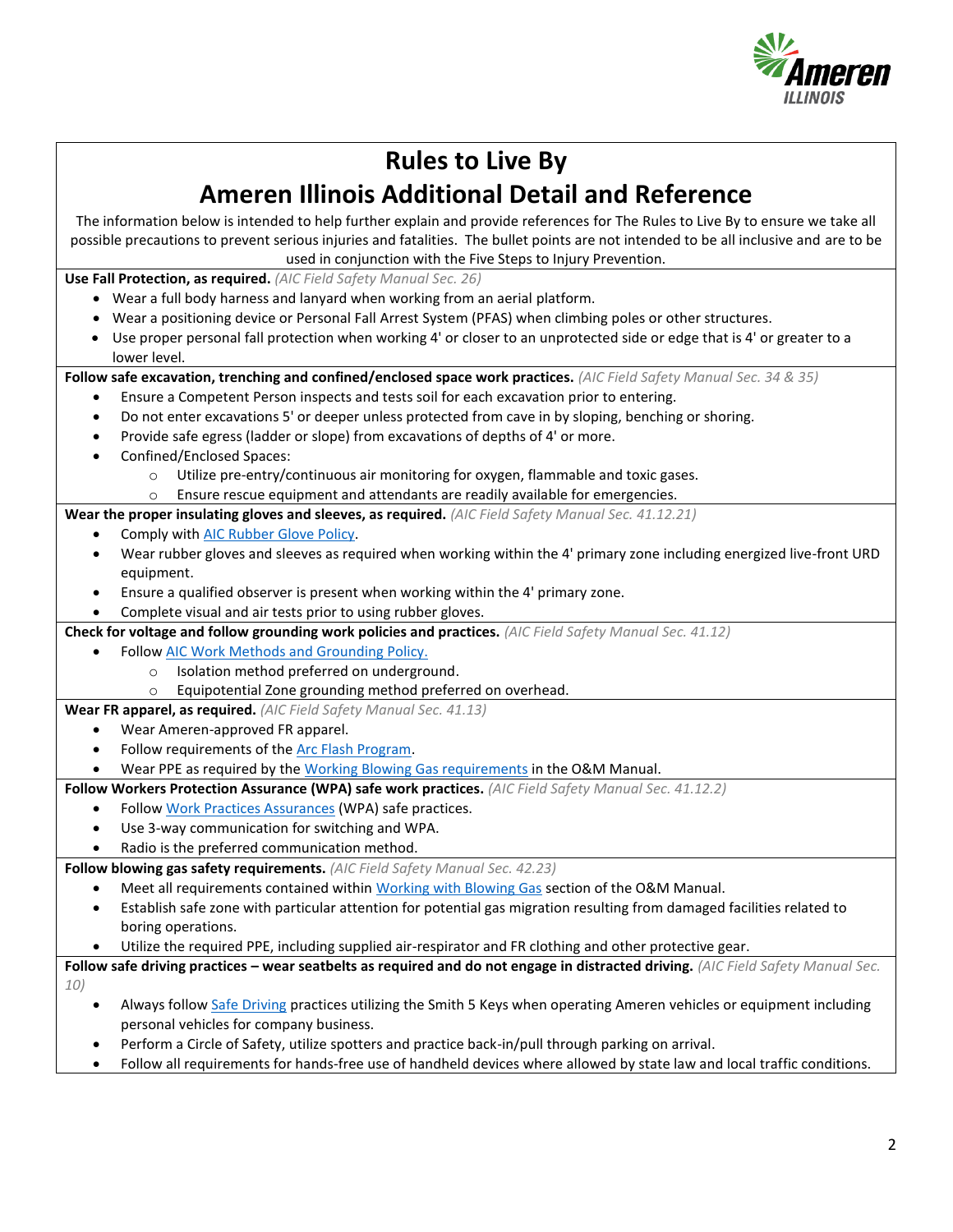# Rules to Live By

## Ameren Illinois Additional Detail and Reference

The information below is intended to help further explain and provide references for The Rules to Live By to ensure we take all possible precautions to prevent serious injuries and fatalities. The bullet points are not intended to be all inclusive and are to be used in conjunction with the Five Steps to Injury Prevention.

**Use Fall Protection, as required.** *(AIC Field Safety Manual Sec. 26)*

- Wear a full body harness and lanyard when working from an aerial platform.
- Wear a positioning device or Personal Fall Arrest System (PFAS) when climbing poles or other structures.
- Use proper personal fall protection when working 4' or closer to an unprotected side or edge that is 4' or greater to a lower level.

**Follow safe excavation, trenching and confined/enclosed space work practices.** *(AIC Field Safety Manual Sec. 34 & 35)*

- Ensure a Competent Person inspects and tests soil for each excavation prior to entering.
- Do not enter excavations 5' or deeper unless protected from cave in by sloping, benching or shoring.
- Provide safe egress (ladder or slope) from excavations of depths of 4' or more.
- Confined/Enclosed Spaces:
  - Utilize pre-entry/continuous air monitoring for oxygen, flammable and toxic gases.
  - Ensure rescue equipment and attendants are readily available for emergencies.

**Wear the proper insulating gloves and sleeves, as required.** *(AIC Field Safety Manual Sec. 41.12.21)*

- Comply with AIC Rubber Glove Policy.
- Wear rubber gloves and sleeves as required when working within the 4' primary zone including energized live-front URD equipment.
- Ensure a qualified observer is present when working within the 4' primary zone.
- Complete visual and air tests prior to using rubber gloves.

**Check for voltage and follow grounding work policies and practices.** *(AIC Field Safety Manual Sec. 41.12)*

- Follow AIC Work Methods and Grounding Policy.
  - Isolation method preferred on underground.
  - Equipotential Zone grounding method preferred on overhead.

**Wear FR apparel, as required.** *(AIC Field Safety Manual Sec. 41.13)*

- Wear Ameren-approved FR apparel.
- Follow requirements of the Arc Flash Program.
- Wear PPE as required by the Working Blowing Gas requirements in the O&M Manual.

**Follow Workers Protection Assurance (WPA) safe work practices.** *(AIC Field Safety Manual Sec. 41.12.2)*

- Follow Work Practices Assurances (WPA) safe practices.
- Use 3-way communication for switching and WPA.
- Radio is the preferred communication method.

**Follow blowing gas safety requirements.** *(AIC Field Safety Manual Sec. 42.23)*

- Meet all requirements contained within Working with Blowing Gas section of the O&M Manual.
- Establish safe zone with particular attention for potential gas migration resulting from damaged facilities related to boring operations.
- Utilize the required PPE, including supplied air-respirator and FR clothing and other protective gear.

**Follow safe driving practices – wear seatbelts as required and do not engage in distracted driving.** *(AIC Field Safety Manual Sec. 10)*

- Always follow Safe Driving practices utilizing the Smith 5 Keys when operating Ameren vehicles or equipment including personal vehicles for company business.
- Perform a Circle of Safety, utilize spotters and practice back-in/pull through parking on arrival.
- Follow all requirements for hands-free use of handheld devices where allowed by state law and local traffic conditions.